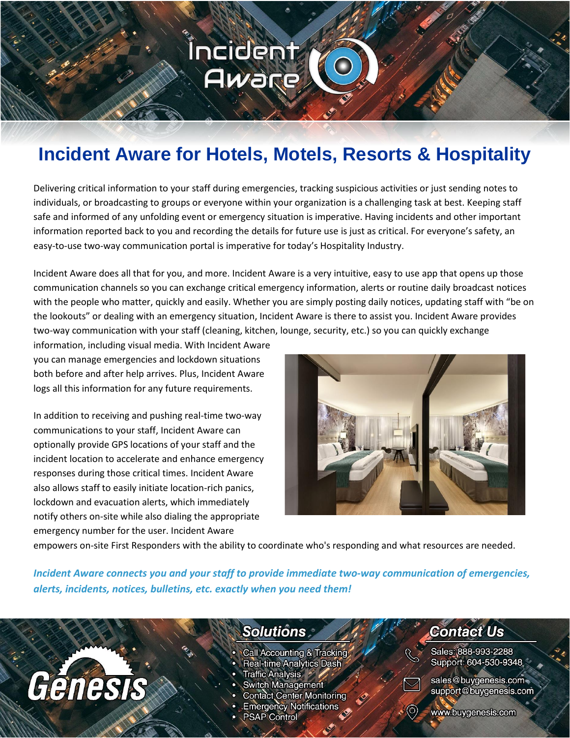# Incident Aware for Hotels, Motels, Resorts & Hospitality

Delivering critical information to your staff during emergencies, tracking suspicious activities or just sending notes to individuals, or broadcasting to groups or everyone within your organization is a challenging task at best. Keeping staff safe and informed of any unfolding event or emergency situation is imperative. Having incidents and other important information reported back to you and recording the details for future use is just as critical. For everyone's safety, an easy-to-use two-way communication portal is imperative for today's Hospitality Industry.

Incident Aware does all that for you, and more. Incident Aware is a very intuitive, easy to use app that opens up those communication channels so you can exchange critical emergency information, alerts or routine daily broadcast notices with the people who matter, quickly and easily. Whether you are simply posting daily notices, updating staff with "be on the lookouts" or dealing with an emergency situation, Incident Aware is there to assist you. Incident Aware provides two-way communication with your staff (cleaning, kitchen, lounge, security, etc.) so you can quickly exchange information, including visual media. With Incident Aware you can manage emergencies and lockdown situations both before and after help arrives. Plus, Incident Aware logs all this information for any future requirements.

In addition to receiving and pushing real-time two-way communications to your staff, Incident Aware can optionally provide GPS locations of your staff and the incident location to accelerate and enhance emergency responses during those critical times. Incident Aware also allows staff to easily initiate location-rich panics, lockdown and evacuation alerts, which immediately notify others on-site while also dialing the appropriate emergency number for the user. Incident Aware empowers on-site First Responders with the ability to coordinate who's responding and what resources are needed.

***Incident Aware connects you and your staff to provide immediate two-way communication of emergencies, alerts, incidents, notices, bulletins, etc. exactly when you need them!***

## Solutions

- Call Accounting & Tracking
- Real-time Analytics Dash
- Traffic Analysis
- Switch Management
- Contact Center Monitoring
- Emergency Notifications
- PSAP Control

## Contact Us

Sales: 888-993-2288
Support: 604-530-9348

sales@buygenesis.com
support@buygenesis.com

www.buygenesis.com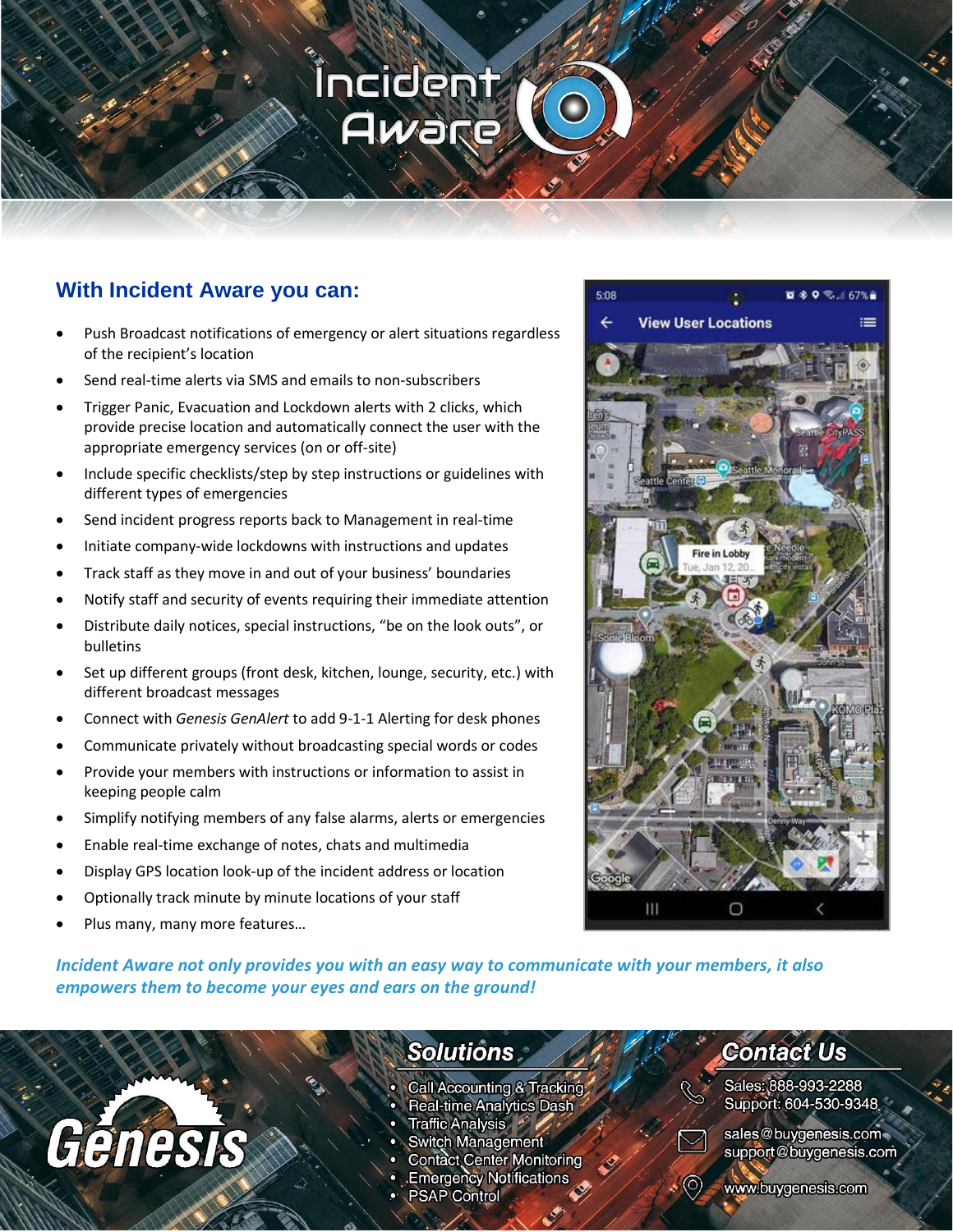# Incident Aware

## With Incident Aware you can:

- Push Broadcast notifications of emergency or alert situations regardless of the recipient's location
- Send real-time alerts via SMS and emails to non-subscribers
- Trigger Panic, Evacuation and Lockdown alerts with 2 clicks, which provide precise location and automatically connect the user with the appropriate emergency services (on or off-site)
- Include specific checklists/step by step instructions or guidelines with different types of emergencies
- Send incident progress reports back to Management in real-time
- Initiate company-wide lockdowns with instructions and updates
- Track staff as they move in and out of your business' boundaries
- Notify staff and security of events requiring their immediate attention
- Distribute daily notices, special instructions, "be on the look outs", or bulletins
- Set up different groups (front desk, kitchen, lounge, security, etc.) with different broadcast messages
- Connect with *Genesis GenAlert* to add 9-1-1 Alerting for desk phones
- Communicate privately without broadcasting special words or codes
- Provide your members with instructions or information to assist in keeping people calm
- Simplify notifying members of any false alarms, alerts or emergencies
- Enable real-time exchange of notes, chats and multimedia
- Display GPS location look-up of the incident address or location
- Optionally track minute by minute locations of your staff
- Plus many, many more features…

***Incident Aware not only provides you with an easy way to communicate with your members, it also empowers them to become your eyes and ears on the ground!***

Genesis

### Solutions

- Call Accounting & Tracking
- Real-time Analytics Dash
- Traffic Analysis
- Switch Management
- Contact Center Monitoring
- Emergency Notifications
- PSAP Control

### Contact Us

Sales: 888-993-2288
Support: 604-530-9348

sales@buygenesis.com
support@buygenesis.com

www.buygenesis.com